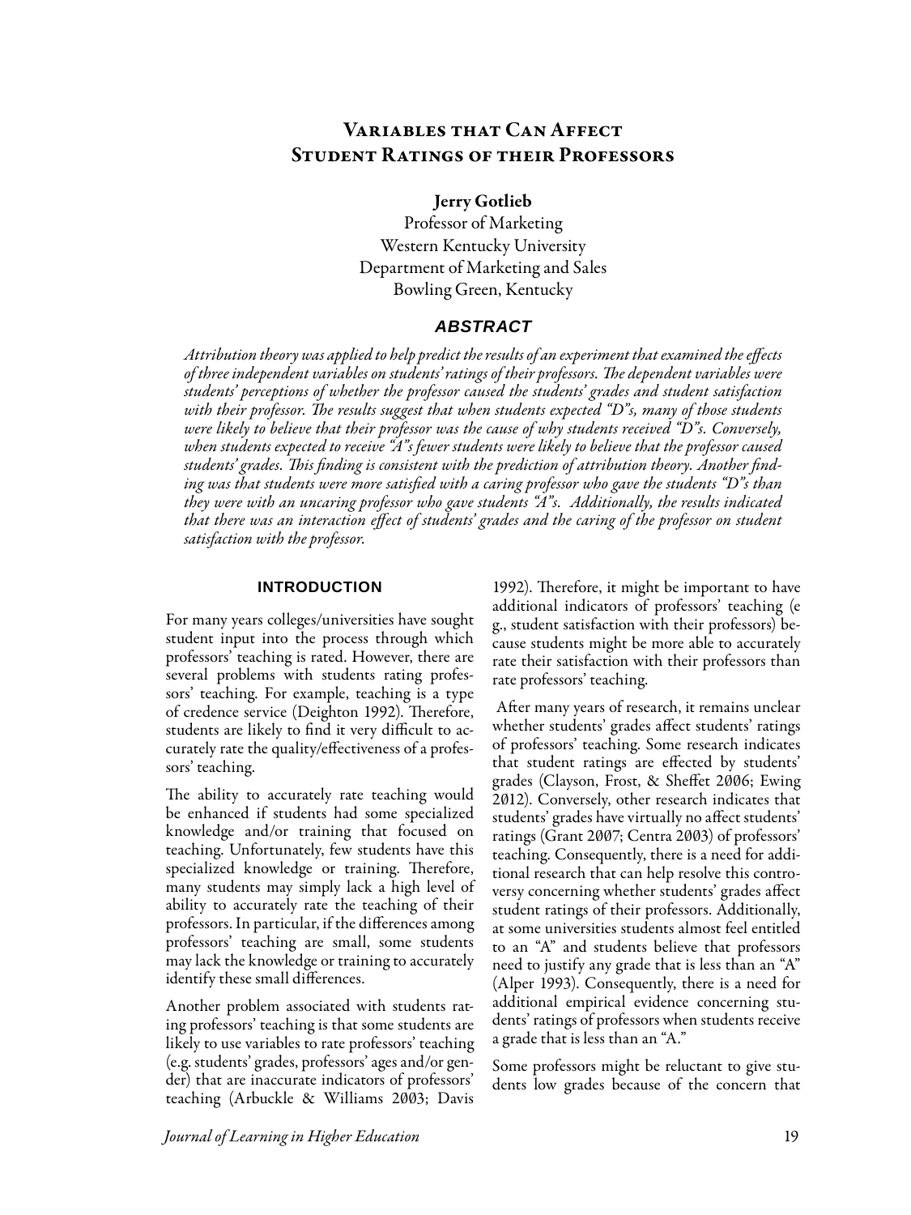# Variables that Can Affect Student Ratings of their Professors

**Jerry Gotlieb**
Professor of Marketing
Western Kentucky University
Department of Marketing and Sales
Bowling Green, Kentucky

## ABSTRACT

*Attribution theory was applied to help predict the results of an experiment that examined the effects of three independent variables on students' ratings of their professors. The dependent variables were students' perceptions of whether the professor caused the students' grades and student satisfaction with their professor. The results suggest that when students expected "D"s, many of those students were likely to believe that their professor was the cause of why students received "D"s. Conversely, when students expected to receive "A"s fewer students were likely to believe that the professor caused students' grades. This finding is consistent with the prediction of attribution theory. Another finding was that students were more satisfied with a caring professor who gave the students "D"s than they were with an uncaring professor who gave students "A"s. Additionally, the results indicated that there was an interaction effect of students' grades and the caring of the professor on student satisfaction with the professor.*

## INTRODUCTION

For many years colleges/universities have sought student input into the process through which professors' teaching is rated. However, there are several problems with students rating professors' teaching. For example, teaching is a type of credence service (Deighton 1992). Therefore, students are likely to find it very difficult to accurately rate the quality/effectiveness of a professors' teaching.

The ability to accurately rate teaching would be enhanced if students had some specialized knowledge and/or training that focused on teaching. Unfortunately, few students have this specialized knowledge or training. Therefore, many students may simply lack a high level of ability to accurately rate the teaching of their professors. In particular, if the differences among professors' teaching are small, some students may lack the knowledge or training to accurately identify these small differences.

Another problem associated with students rating professors' teaching is that some students are likely to use variables to rate professors' teaching (e.g. students' grades, professors' ages and/or gender) that are inaccurate indicators of professors' teaching (Arbuckle & Williams 2003; Davis 1992). Therefore, it might be important to have additional indicators of professors' teaching (e g., student satisfaction with their professors) because students might be more able to accurately rate their satisfaction with their professors than rate professors' teaching.

After many years of research, it remains unclear whether students' grades affect students' ratings of professors' teaching. Some research indicates that student ratings are effected by students' grades (Clayson, Frost, & Sheffet 2006; Ewing 2012). Conversely, other research indicates that students' grades have virtually no affect students' ratings (Grant 2007; Centra 2003) of professors' teaching. Consequently, there is a need for additional research that can help resolve this controversy concerning whether students' grades affect student ratings of their professors. Additionally, at some universities students almost feel entitled to an "A" and students believe that professors need to justify any grade that is less than an "A" (Alper 1993). Consequently, there is a need for additional empirical evidence concerning students' ratings of professors when students receive a grade that is less than an "A."

Some professors might be reluctant to give students low grades because of the concern that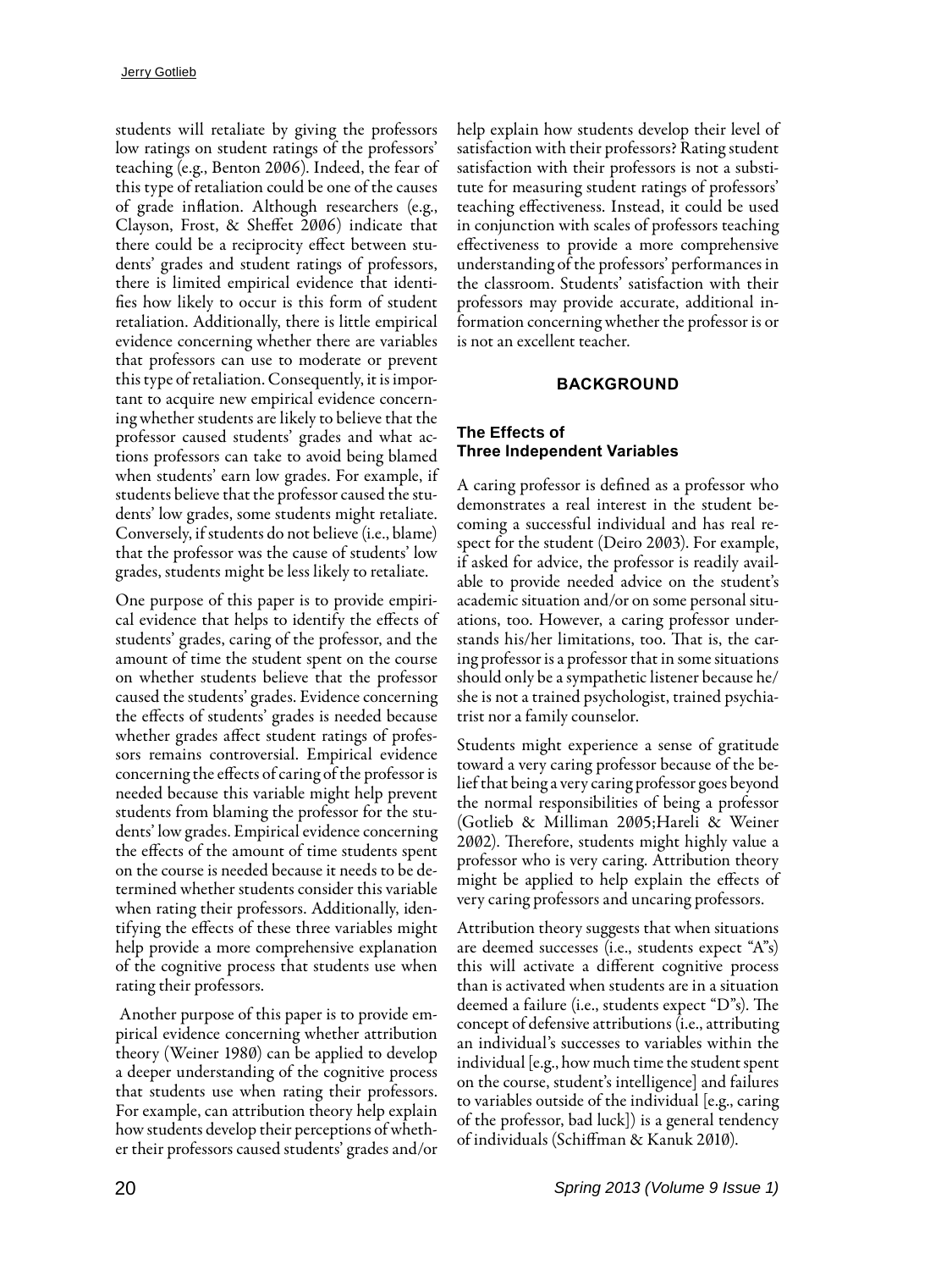students will retaliate by giving the professors low ratings on student ratings of the professors' teaching (e.g., Benton 2006). Indeed, the fear of this type of retaliation could be one of the causes of grade inflation. Although researchers (e.g., Clayson, Frost, & Sheffet 2006) indicate that there could be a reciprocity effect between students' grades and student ratings of professors, there is limited empirical evidence that identifies how likely to occur is this form of student retaliation. Additionally, there is little empirical evidence concerning whether there are variables that professors can use to moderate or prevent this type of retaliation. Consequently, it is important to acquire new empirical evidence concerning whether students are likely to believe that the professor caused students' grades and what actions professors can take to avoid being blamed when students' earn low grades. For example, if students believe that the professor caused the students' low grades, some students might retaliate. Conversely, if students do not believe (i.e., blame) that the professor was the cause of students' low grades, students might be less likely to retaliate.

One purpose of this paper is to provide empirical evidence that helps to identify the effects of students' grades, caring of the professor, and the amount of time the student spent on the course on whether students believe that the professor caused the students' grades. Evidence concerning the effects of students' grades is needed because whether grades affect student ratings of professors remains controversial. Empirical evidence concerning the effects of caring of the professor is needed because this variable might help prevent students from blaming the professor for the students' low grades. Empirical evidence concerning the effects of the amount of time students spent on the course is needed because it needs to be determined whether students consider this variable when rating their professors. Additionally, identifying the effects of these three variables might help provide a more comprehensive explanation of the cognitive process that students use when rating their professors.

Another purpose of this paper is to provide empirical evidence concerning whether attribution theory (Weiner 1980) can be applied to develop a deeper understanding of the cognitive process that students use when rating their professors. For example, can attribution theory help explain how students develop their perceptions of whether their professors caused students' grades and/or help explain how students develop their level of satisfaction with their professors? Rating student satisfaction with their professors is not a substitute for measuring student ratings of professors' teaching effectiveness. Instead, it could be used in conjunction with scales of professors teaching effectiveness to provide a more comprehensive understanding of the professors' performances in the classroom. Students' satisfaction with their professors may provide accurate, additional information concerning whether the professor is or is not an excellent teacher.

## BACKGROUND

### The Effects of Three Independent Variables

A caring professor is defined as a professor who demonstrates a real interest in the student becoming a successful individual and has real respect for the student (Deiro 2003). For example, if asked for advice, the professor is readily available to provide needed advice on the student's academic situation and/or on some personal situations, too. However, a caring professor understands his/her limitations, too. That is, the caring professor is a professor that in some situations should only be a sympathetic listener because he/she is not a trained psychologist, trained psychiatrist nor a family counselor.

Students might experience a sense of gratitude toward a very caring professor because of the belief that being a very caring professor goes beyond the normal responsibilities of being a professor (Gotlieb & Milliman 2005;Hareli & Weiner 2002). Therefore, students might highly value a professor who is very caring. Attribution theory might be applied to help explain the effects of very caring professors and uncaring professors.

Attribution theory suggests that when situations are deemed successes (i.e., students expect "A"s) this will activate a different cognitive process than is activated when students are in a situation deemed a failure (i.e., students expect "D"s). The concept of defensive attributions (i.e., attributing an individual's successes to variables within the individual [e.g., how much time the student spent on the course, student's intelligence] and failures to variables outside of the individual [e.g., caring of the professor, bad luck]) is a general tendency of individuals (Schiffman & Kanuk 2010).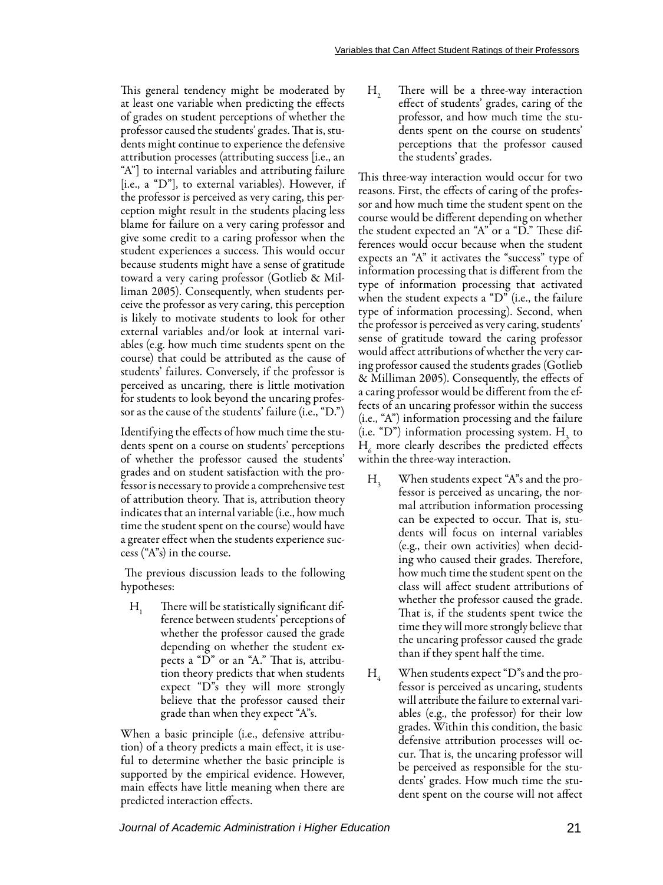This general tendency might be moderated by at least one variable when predicting the effects of grades on student perceptions of whether the professor caused the students' grades. That is, students might continue to experience the defensive attribution processes (attributing success [i.e., an "A"] to internal variables and attributing failure [i.e., a "D"], to external variables). However, if the professor is perceived as very caring, this perception might result in the students placing less blame for failure on a very caring professor and give some credit to a caring professor when the student experiences a success. This would occur because students might have a sense of gratitude toward a very caring professor (Gotlieb & Milliman 2005). Consequently, when students perceive the professor as very caring, this perception is likely to motivate students to look for other external variables and/or look at internal variables (e.g. how much time students spent on the course) that could be attributed as the cause of students' failures. Conversely, if the professor is perceived as uncaring, there is little motivation for students to look beyond the uncaring professor as the cause of the students' failure (i.e., "D.")

Identifying the effects of how much time the students spent on a course on students' perceptions of whether the professor caused the students' grades and on student satisfaction with the professor is necessary to provide a comprehensive test of attribution theory. That is, attribution theory indicates that an internal variable (i.e., how much time the student spent on the course) would have a greater effect when the students experience success ("A"s) in the course.

The previous discussion leads to the following hypotheses:

$H_1$ There will be statistically significant difference between students' perceptions of whether the professor caused the grade depending on whether the student expects a "D" or an "A." That is, attribution theory predicts that when students expect "D"s they will more strongly believe that the professor caused their grade than when they expect "A"s.

When a basic principle (i.e., defensive attribution) of a theory predicts a main effect, it is useful to determine whether the basic principle is supported by the empirical evidence. However, main effects have little meaning when there are predicted interaction effects.

$H_2$ There will be a three-way interaction effect of students' grades, caring of the professor, and how much time the students spent on the course on students' perceptions that the professor caused the students' grades.

This three-way interaction would occur for two reasons. First, the effects of caring of the professor and how much time the student spent on the course would be different depending on whether the student expected an "A" or a "D." These differences would occur because when the student expects an "A" it activates the "success" type of information processing that is different from the type of information processing that activated when the student expects a "D" (i.e., the failure type of information processing). Second, when the professor is perceived as very caring, students' sense of gratitude toward the caring professor would affect attributions of whether the very caring professor caused the students grades (Gotlieb & Milliman 2005). Consequently, the effects of a caring professor would be different from the effects of an uncaring professor within the success (i.e., "A") information processing and the failure (i.e. "D") information processing system. $H_3$ to $H_6$ more clearly describes the predicted effects within the three-way interaction.

$H_3$ When students expect "A"s and the professor is perceived as uncaring, the normal attribution information processing can be expected to occur. That is, students will focus on internal variables (e.g., their own activities) when deciding who caused their grades. Therefore, how much time the student spent on the class will affect student attributions of whether the professor caused the grade. That is, if the students spent twice the time they will more strongly believe that the uncaring professor caused the grade than if they spent half the time.

$H_4$ When students expect "D"s and the professor is perceived as uncaring, students will attribute the failure to external variables (e.g., the professor) for their low grades. Within this condition, the basic defensive attribution processes will occur. That is, the uncaring professor will be perceived as responsible for the students' grades. How much time the student spent on the course will not affect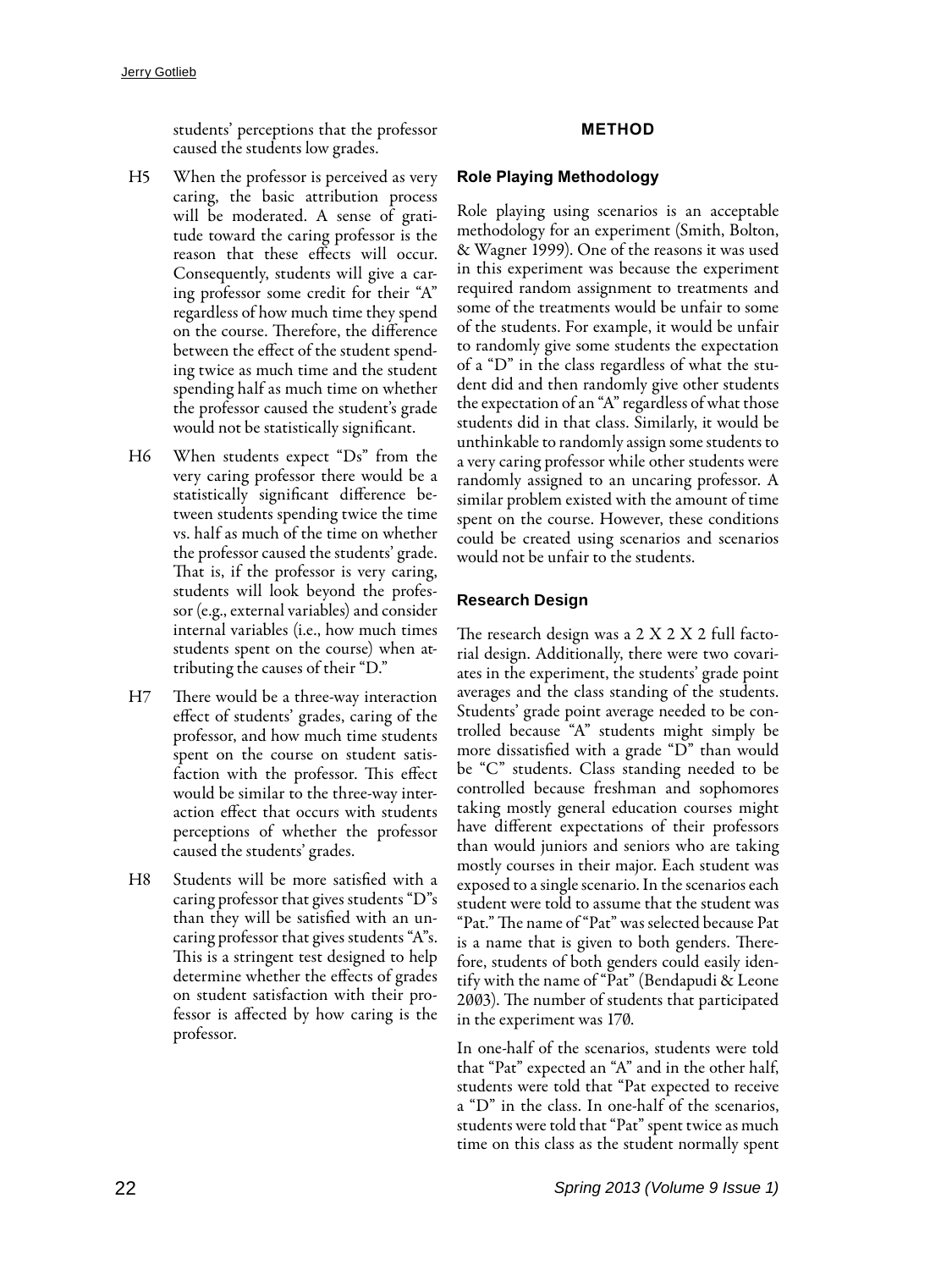students' perceptions that the professor caused the students low grades.

H5 When the professor is perceived as very caring, the basic attribution process will be moderated. A sense of gratitude toward the caring professor is the reason that these effects will occur. Consequently, students will give a caring professor some credit for their "A" regardless of how much time they spend on the course. Therefore, the difference between the effect of the student spending twice as much time and the student spending half as much time on whether the professor caused the student's grade would not be statistically significant.

H6 When students expect "Ds" from the very caring professor there would be a statistically significant difference between students spending twice the time vs. half as much of the time on whether the professor caused the students' grade. That is, if the professor is very caring, students will look beyond the professor (e.g., external variables) and consider internal variables (i.e., how much times students spent on the course) when attributing the causes of their "D."

H7 There would be a three-way interaction effect of students' grades, caring of the professor, and how much time students spent on the course on student satisfaction with the professor. This effect would be similar to the three-way interaction effect that occurs with students perceptions of whether the professor caused the students' grades.

H8 Students will be more satisfied with a caring professor that gives students "D"s than they will be satisfied with an uncaring professor that gives students "A"s. This is a stringent test designed to help determine whether the effects of grades on student satisfaction with their professor is affected by how caring is the professor.

## METHOD

### Role Playing Methodology

Role playing using scenarios is an acceptable methodology for an experiment (Smith, Bolton, & Wagner 1999). One of the reasons it was used in this experiment was because the experiment required random assignment to treatments and some of the treatments would be unfair to some of the students. For example, it would be unfair to randomly give some students the expectation of a "D" in the class regardless of what the student did and then randomly give other students the expectation of an "A" regardless of what those students did in that class. Similarly, it would be unthinkable to randomly assign some students to a very caring professor while other students were randomly assigned to an uncaring professor. A similar problem existed with the amount of time spent on the course. However, these conditions could be created using scenarios and scenarios would not be unfair to the students.

### Research Design

The research design was a 2 X 2 X 2 full factorial design. Additionally, there were two covariates in the experiment, the students' grade point averages and the class standing of the students. Students' grade point average needed to be controlled because "A" students might simply be more dissatisfied with a grade "D" than would be "C" students. Class standing needed to be controlled because freshman and sophomores taking mostly general education courses might have different expectations of their professors than would juniors and seniors who are taking mostly courses in their major. Each student was exposed to a single scenario. In the scenarios each student were told to assume that the student was "Pat." The name of "Pat" was selected because Pat is a name that is given to both genders. Therefore, students of both genders could easily identify with the name of "Pat" (Bendapudi & Leone 2003). The number of students that participated in the experiment was 170.

In one-half of the scenarios, students were told that "Pat" expected an "A" and in the other half, students were told that "Pat expected to receive a "D" in the class. In one-half of the scenarios, students were told that "Pat" spent twice as much time on this class as the student normally spent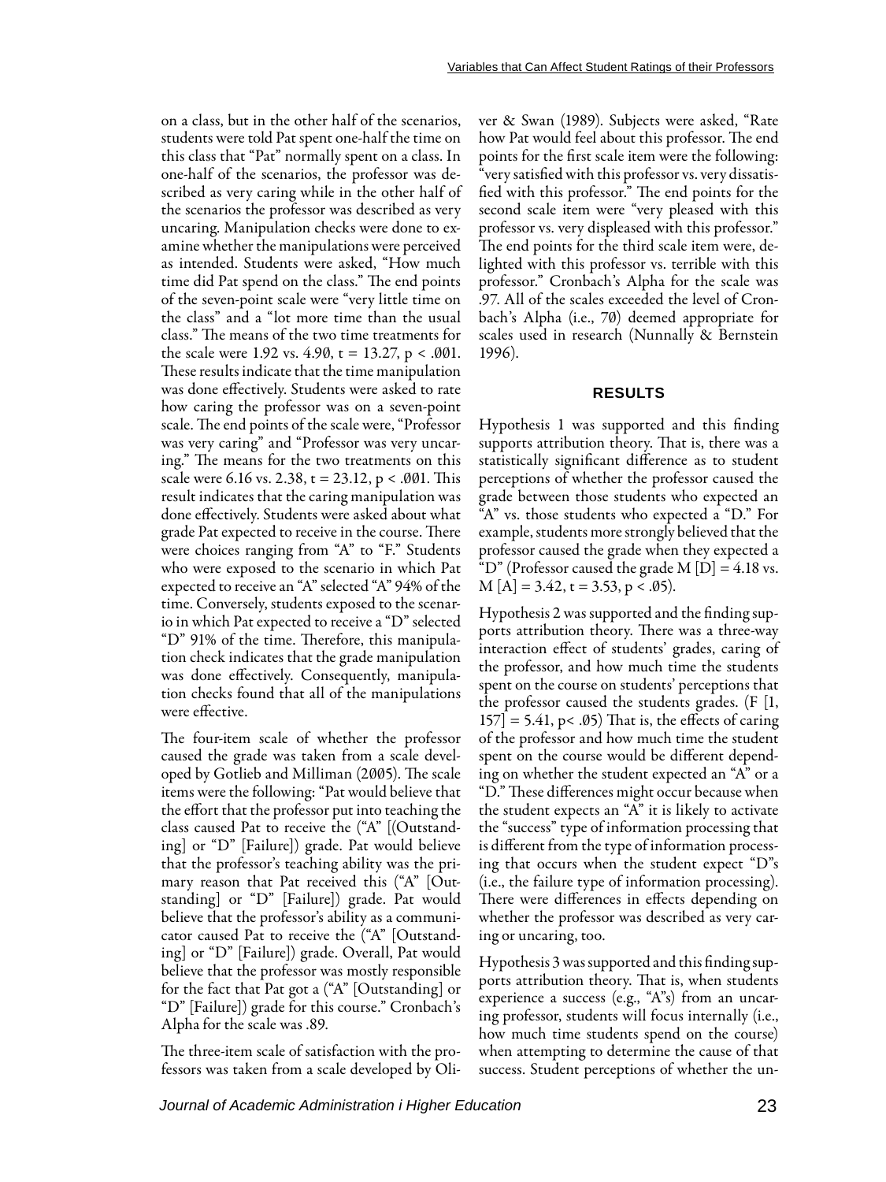on a class, but in the other half of the scenarios, students were told Pat spent one-half the time on this class that "Pat" normally spent on a class. In one-half of the scenarios, the professor was described as very caring while in the other half of the scenarios the professor was described as very uncaring. Manipulation checks were done to examine whether the manipulations were perceived as intended. Students were asked, "How much time did Pat spend on the class." The end points of the seven-point scale were "very little time on the class" and a "lot more time than the usual class." The means of the two time treatments for the scale were 1.92 vs. 4.90, $t = 13.27$, $p < .001$. These results indicate that the time manipulation was done effectively. Students were asked to rate how caring the professor was on a seven-point scale. The end points of the scale were, "Professor was very caring" and "Professor was very uncaring." The means for the two treatments on this scale were 6.16 vs. 2.38, $t = 23.12$, $p < .001$. This result indicates that the caring manipulation was done effectively. Students were asked about what grade Pat expected to receive in the course. There were choices ranging from "A" to "F." Students who were exposed to the scenario in which Pat expected to receive an "A" selected "A" 94% of the time. Conversely, students exposed to the scenario in which Pat expected to receive a "D" selected "D" 91% of the time. Therefore, this manipulation check indicates that the grade manipulation was done effectively. Consequently, manipulation checks found that all of the manipulations were effective.

The four-item scale of whether the professor caused the grade was taken from a scale developed by Gotlieb and Milliman (2005). The scale items were the following: "Pat would believe that the effort that the professor put into teaching the class caused Pat to receive the ("A" [(Outstanding] or "D" [Failure]) grade. Pat would believe that the professor's teaching ability was the primary reason that Pat received this ("A" [Outstanding] or "D" [Failure]) grade. Pat would believe that the professor's ability as a communicator caused Pat to receive the ("A" [Outstanding] or "D" [Failure]) grade. Overall, Pat would believe that the professor was mostly responsible for the fact that Pat got a ("A" [Outstanding] or "D" [Failure]) grade for this course." Cronbach's Alpha for the scale was .89.

The three-item scale of satisfaction with the professors was taken from a scale developed by Oliver & Swan (1989). Subjects were asked, "Rate how Pat would feel about this professor. The end points for the first scale item were the following: "very satisfied with this professor vs. very dissatisfied with this professor." The end points for the second scale item were "very pleased with this professor vs. very displeased with this professor." The end points for the third scale item were, delighted with this professor vs. terrible with this professor." Cronbach's Alpha for the scale was .97. All of the scales exceeded the level of Cronbach's Alpha (i.e., 70) deemed appropriate for scales used in research (Nunnally & Bernstein 1996).

## RESULTS

Hypothesis 1 was supported and this finding supports attribution theory. That is, there was a statistically significant difference as to student perceptions of whether the professor caused the grade between those students who expected an "A" vs. those students who expected a "D." For example, students more strongly believed that the professor caused the grade when they expected a "D" (Professor caused the grade M [D] = 4.18 vs. M [A] = 3.42, $t = 3.53$, $p < .05$).

Hypothesis 2 was supported and the finding supports attribution theory. There was a three-way interaction effect of students' grades, caring of the professor, and how much time the students spent on the course on students' perceptions that the professor caused the students grades. ($F$ [1, 157] = 5.41, $p < .05$) That is, the effects of caring of the professor and how much time the student spent on the course would be different depending on whether the student expected an "A" or a "D." These differences might occur because when the student expects an "A" it is likely to activate the "success" type of information processing that is different from the type of information processing that occurs when the student expect "D"s (i.e., the failure type of information processing). There were differences in effects depending on whether the professor was described as very caring or uncaring, too.

Hypothesis 3 was supported and this finding supports attribution theory. That is, when students experience a success (e.g., "A"s) from an uncaring professor, students will focus internally (i.e., how much time students spend on the course) when attempting to determine the cause of that success. Student perceptions of whether the un-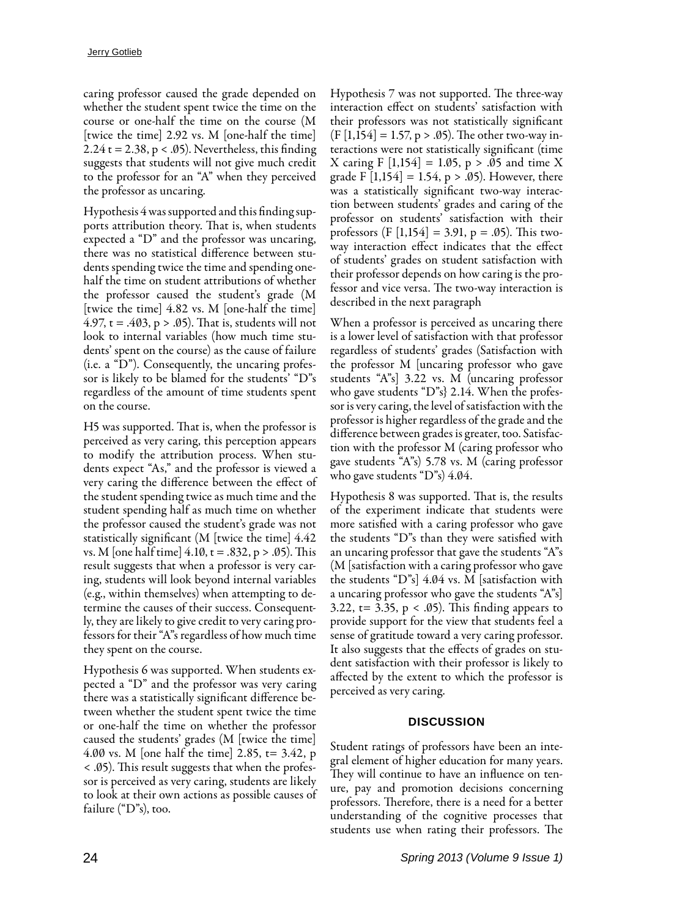caring professor caused the grade depended on whether the student spent twice the time on the course or one-half the time on the course (M [twice the time] 2.92 vs. M [one-half the time] 2.24 $t = 2.38$, $p < .05$). Nevertheless, this finding suggests that students will not give much credit to the professor for an "A" when they perceived the professor as uncaring.

Hypothesis 4 was supported and this finding supports attribution theory. That is, when students expected a "D" and the professor was uncaring, there was no statistical difference between students spending twice the time and spending one-half the time on student attributions of whether the professor caused the student's grade (M [twice the time] 4.82 vs. M [one-half the time] 4.97, $t = .403$, $p > .05$). That is, students will not look to internal variables (how much time students' spent on the course) as the cause of failure (i.e. a "D"). Consequently, the uncaring professor is likely to be blamed for the students' "D"s regardless of the amount of time students spent on the course.

H5 was supported. That is, when the professor is perceived as very caring, this perception appears to modify the attribution process. When students expect "As," and the professor is viewed a very caring the difference between the effect of the student spending twice as much time and the student spending half as much time on whether the professor caused the student's grade was not statistically significant (M [twice the time] 4.42 vs. M [one half time] 4.10, $t = .832$, $p > .05$). This result suggests that when a professor is very caring, students will look beyond internal variables (e.g., within themselves) when attempting to determine the causes of their success. Consequently, they are likely to give credit to very caring professors for their "A"s regardless of how much time they spent on the course.

Hypothesis 6 was supported. When students expected a "D" and the professor was very caring there was a statistically significant difference between whether the student spent twice the time or one-half the time on whether the professor caused the students' grades (M [twice the time] 4.00 vs. M [one half the time] 2.85, $t = 3.42$, $p < .05$). This result suggests that when the professor is perceived as very caring, students are likely to look at their own actions as possible causes of failure ("D"s), too.

Hypothesis 7 was not supported. The three-way interaction effect on students' satisfaction with their professors was not statistically significant ($F [1,154] = 1.57$, $p > .05$). The other two-way interactions were not statistically significant (time X caring $F [1,154] = 1.05$, $p > .05$ and time X grade $F [1,154] = 1.54$, $p > .05$). However, there was a statistically significant two-way interaction between students' grades and caring of the professor on students' satisfaction with their professors ($F [1,154] = 3.91$, $p = .05$). This two-way interaction effect indicates that the effect of students' grades on student satisfaction with their professor depends on how caring is the professor and vice versa. The two-way interaction is described in the next paragraph

When a professor is perceived as uncaring there is a lower level of satisfaction with that professor regardless of students' grades (Satisfaction with the professor M [uncaring professor who gave students "A"s] 3.22 vs. M (uncaring professor who gave students "D"s} 2.14. When the professor is very caring, the level of satisfaction with the professor is higher regardless of the grade and the difference between grades is greater, too. Satisfaction with the professor M (caring professor who gave students "A"s) 5.78 vs. M (caring professor who gave students "D"s) 4.04.

Hypothesis 8 was supported. That is, the results of the experiment indicate that students were more satisfied with a caring professor who gave the students "D"s than they were satisfied with an uncaring professor that gave the students "A"s (M [satisfaction with a caring professor who gave the students "D"s] 4.04 vs. M [satisfaction with a uncaring professor who gave the students "A"s] 3.22, $t = 3.35$, $p < .05$). This finding appears to provide support for the view that students feel a sense of gratitude toward a very caring professor. It also suggests that the effects of grades on student satisfaction with their professor is likely to affected by the extent to which the professor is perceived as very caring.

## DISCUSSION

Student ratings of professors have been an integral element of higher education for many years. They will continue to have an influence on tenure, pay and promotion decisions concerning professors. Therefore, there is a need for a better understanding of the cognitive processes that students use when rating their professors. The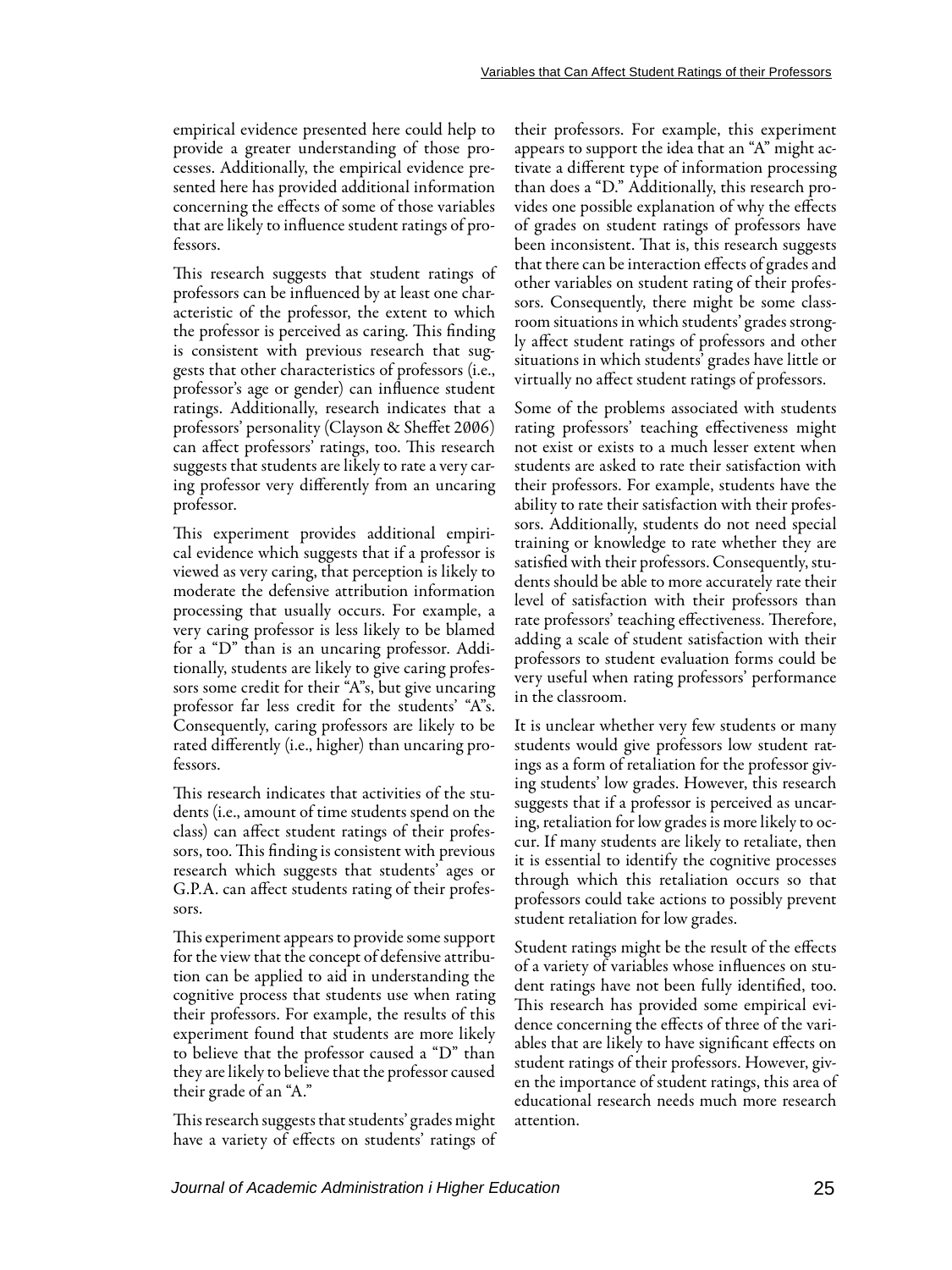empirical evidence presented here could help to provide a greater understanding of those processes. Additionally, the empirical evidence presented here has provided additional information concerning the effects of some of those variables that are likely to influence student ratings of professors.

This research suggests that student ratings of professors can be influenced by at least one characteristic of the professor, the extent to which the professor is perceived as caring. This finding is consistent with previous research that suggests that other characteristics of professors (i.e., professor's age or gender) can influence student ratings. Additionally, research indicates that a professors' personality (Clayson & Sheffet 2006) can affect professors' ratings, too. This research suggests that students are likely to rate a very caring professor very differently from an uncaring professor.

This experiment provides additional empirical evidence which suggests that if a professor is viewed as very caring, that perception is likely to moderate the defensive attribution information processing that usually occurs. For example, a very caring professor is less likely to be blamed for a "D" than is an uncaring professor. Additionally, students are likely to give caring professors some credit for their "A"s, but give uncaring professor far less credit for the students' "A"s. Consequently, caring professors are likely to be rated differently (i.e., higher) than uncaring professors.

This research indicates that activities of the students (i.e., amount of time students spend on the class) can affect student ratings of their professors, too. This finding is consistent with previous research which suggests that students' ages or G.P.A. can affect students rating of their professors.

This experiment appears to provide some support for the view that the concept of defensive attribution can be applied to aid in understanding the cognitive process that students use when rating their professors. For example, the results of this experiment found that students are more likely to believe that the professor caused a "D" than they are likely to believe that the professor caused their grade of an "A."

This research suggests that students' grades might have a variety of effects on students' ratings of their professors. For example, this experiment appears to support the idea that an "A" might activate a different type of information processing than does a "D." Additionally, this research provides one possible explanation of why the effects of grades on student ratings of professors have been inconsistent. That is, this research suggests that there can be interaction effects of grades and other variables on student rating of their professors. Consequently, there might be some classroom situations in which students' grades strongly affect student ratings of professors and other situations in which students' grades have little or virtually no affect student ratings of professors.

Some of the problems associated with students rating professors' teaching effectiveness might not exist or exists to a much lesser extent when students are asked to rate their satisfaction with their professors. For example, students have the ability to rate their satisfaction with their professors. Additionally, students do not need special training or knowledge to rate whether they are satisfied with their professors. Consequently, students should be able to more accurately rate their level of satisfaction with their professors than rate professors' teaching effectiveness. Therefore, adding a scale of student satisfaction with their professors to student evaluation forms could be very useful when rating professors' performance in the classroom.

It is unclear whether very few students or many students would give professors low student ratings as a form of retaliation for the professor giving students' low grades. However, this research suggests that if a professor is perceived as uncaring, retaliation for low grades is more likely to occur. If many students are likely to retaliate, then it is essential to identify the cognitive processes through which this retaliation occurs so that professors could take actions to possibly prevent student retaliation for low grades.

Student ratings might be the result of the effects of a variety of variables whose influences on student ratings have not been fully identified, too. This research has provided some empirical evidence concerning the effects of three of the variables that are likely to have significant effects on student ratings of their professors. However, given the importance of student ratings, this area of educational research needs much more research attention.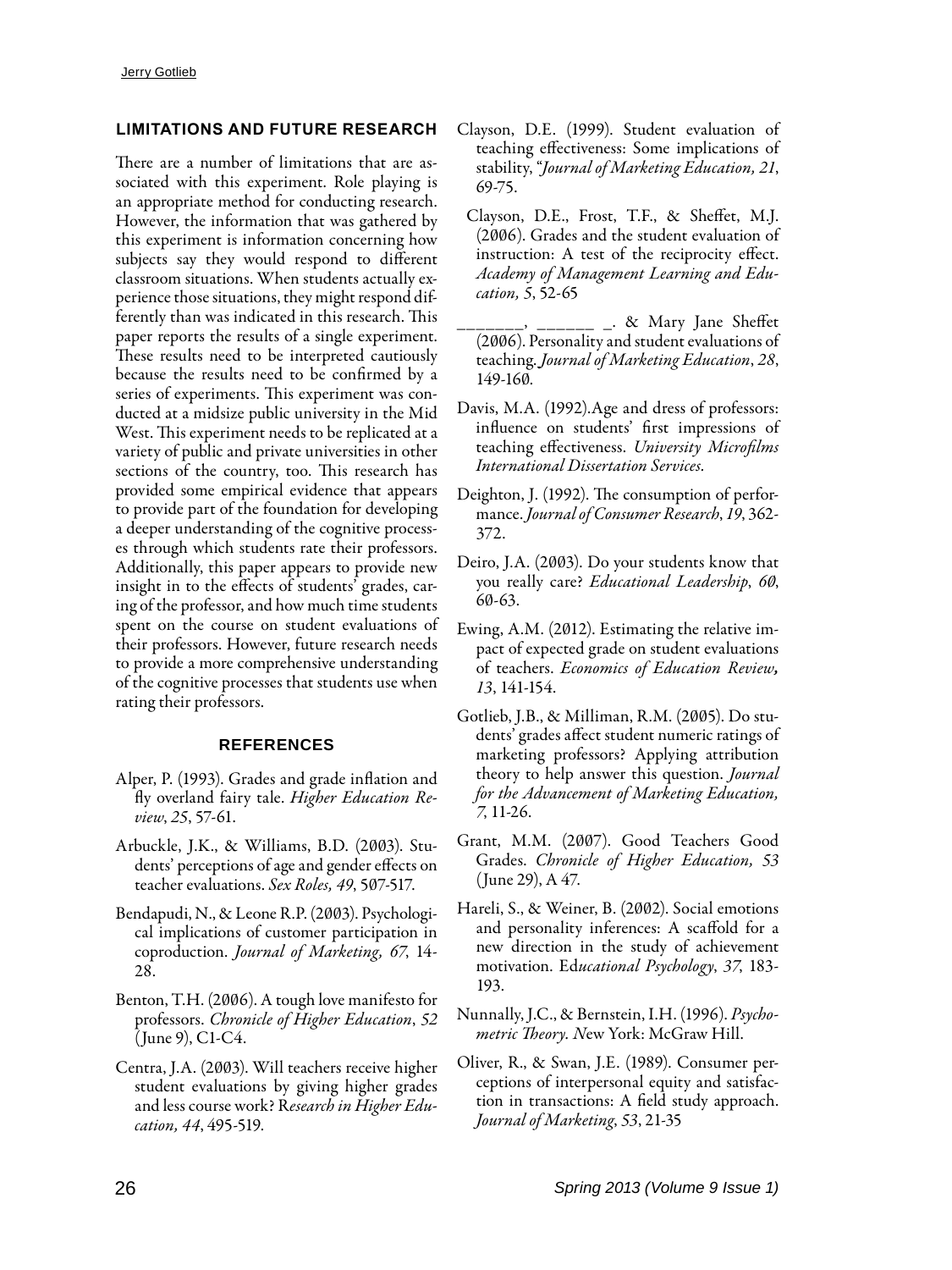## LIMITATIONS AND FUTURE RESEARCH

There are a number of limitations that are associated with this experiment. Role playing is an appropriate method for conducting research. However, the information that was gathered by this experiment is information concerning how subjects say they would respond to different classroom situations. When students actually experience those situations, they might respond differently than was indicated in this research. This paper reports the results of a single experiment. These results need to be interpreted cautiously because the results need to be confirmed by a series of experiments. This experiment was conducted at a midsize public university in the Mid West. This experiment needs to be replicated at a variety of public and private universities in other sections of the country, too. This research has provided some empirical evidence that appears to provide part of the foundation for developing a deeper understanding of the cognitive processes through which students rate their professors. Additionally, this paper appears to provide new insight in to the effects of students' grades, caring of the professor, and how much time students spent on the course on student evaluations of their professors. However, future research needs to provide a more comprehensive understanding of the cognitive processes that students use when rating their professors.

## REFERENCES

Alper, P. (1993). Grades and grade inflation and fly overland fairy tale. *Higher Education Review*, *25*, 57-61.

Arbuckle, J.K., & Williams, B.D. (2003). Students' perceptions of age and gender effects on teacher evaluations. *Sex Roles, 49*, 507-517.

Bendapudi, N., & Leone R.P. (2003). Psychological implications of customer participation in coproduction. *Journal of Marketing, 67*, 14-28.

Benton, T.H. (2006). A tough love manifesto for professors. *Chronicle of Higher Education*, *52* (June 9), C1-C4.

Centra, J.A. (2003). Will teachers receive higher student evaluations by giving higher grades and less course work? R*esearch in Higher Education, 44*, 495-519.

Clayson, D.E. (1999). Student evaluation of teaching effectiveness: Some implications of stability, "*Journal of Marketing Education, 21*, 69-75.

Clayson, D.E., Frost, T.F., & Sheffet, M.J. (2006). Grades and the student evaluation of instruction: A test of the reciprocity effect. *Academy of Management Learning and Education, 5*, 52-65

_______, ______ _. & Mary Jane Sheffet (2006). Personality and student evaluations of teaching. *Journal of Marketing Education*, *28*, 149-160.

Davis, M.A. (1992).Age and dress of professors: influence on students' first impressions of teaching effectiveness. *University Microfilms International Dissertation Services.*

Deighton, J. (1992). The consumption of performance. *Journal of Consumer Research*, *19*, 362-372.

Deiro, J.A. (2003). Do your students know that you really care? *Educational Leadership*, *60*, 60-63.

Ewing, A.M. (2012). Estimating the relative impact of expected grade on student evaluations of teachers. *Economics of Education Review, 13*, 141-154.

Gotlieb, J.B., & Milliman, R.M. (2005). Do students' grades affect student numeric ratings of marketing professors? Applying attribution theory to help answer this question. *Journal for the Advancement of Marketing Education, 7*, 11-26.

Grant, M.M. (2007). Good Teachers Good Grades. *Chronicle of Higher Education, 53* (June 29), A 47.

Hareli, S., & Weiner, B. (2002). Social emotions and personality inferences: A scaffold for a new direction in the study of achievement motivation. Ed*ucational Psychology*, *37*, 183-193.

Nunnally, J.C., & Bernstein, I.H. (1996). *Psychometric Theory. N*ew York: McGraw Hill.

Oliver, R., & Swan, J.E. (1989). Consumer perceptions of interpersonal equity and satisfaction in transactions: A field study approach. *Journal of Marketing*, *53*, 21-35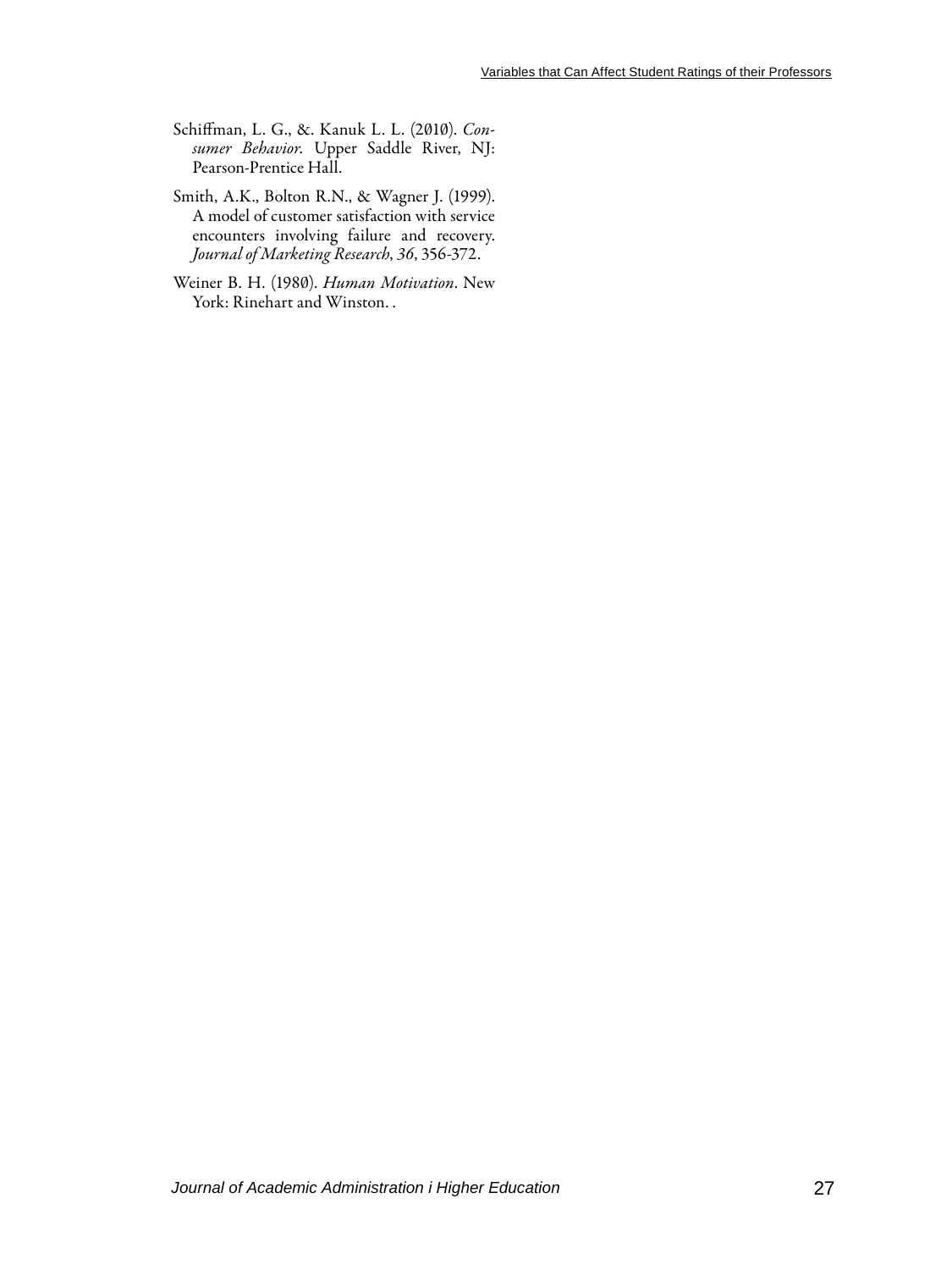Schiffman, L. G., &. Kanuk L. L. (2010). *Consumer Behavior*. Upper Saddle River, NJ: Pearson-Prentice Hall.

Smith, A.K., Bolton R.N., & Wagner J. (1999). A model of customer satisfaction with service encounters involving failure and recovery. *Journal of Marketing Research*, *36*, 356-372.

Weiner B. H. (1980). *Human Motivation*. New York: Rinehart and Winston. .